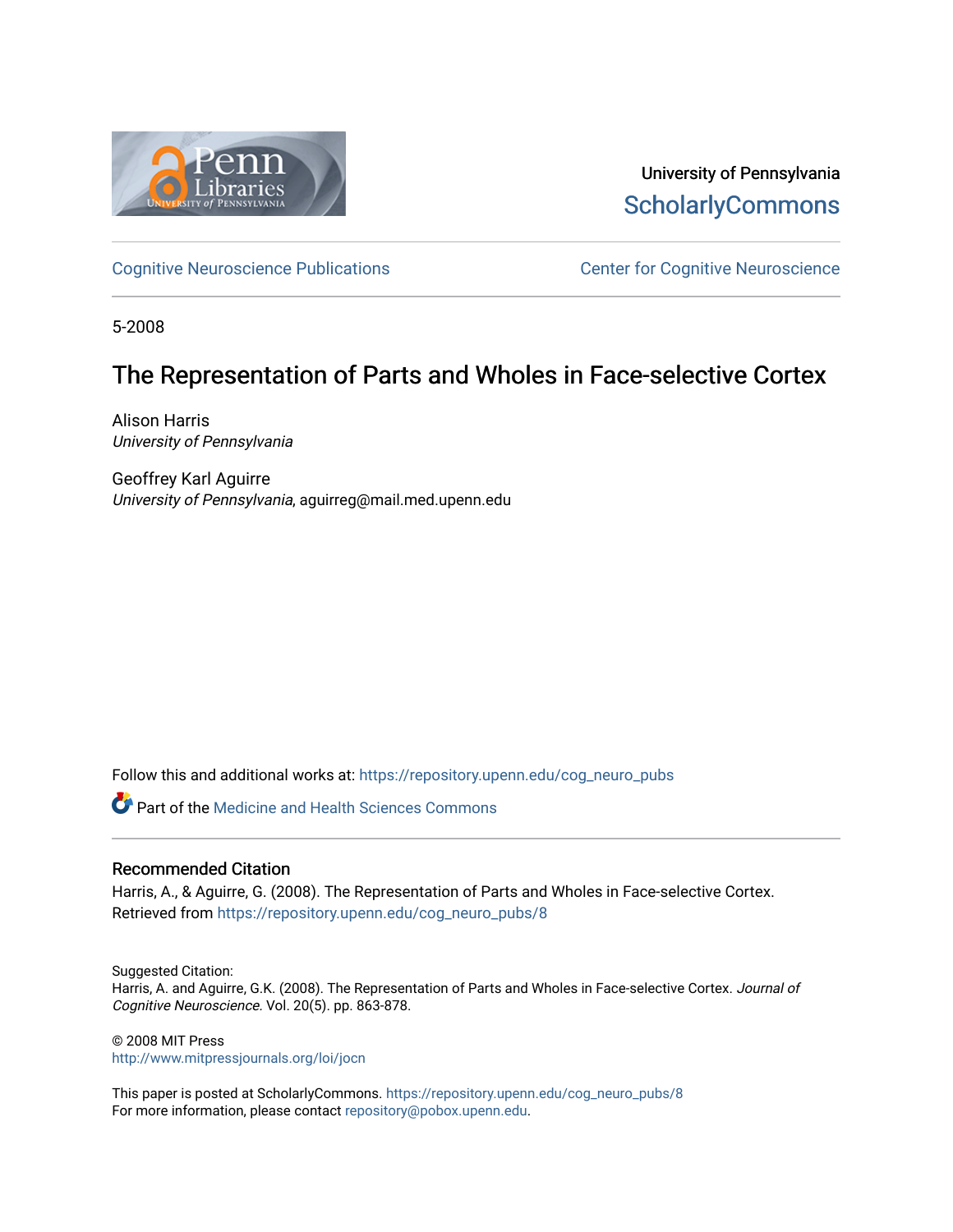University of Pennsylvania
ScholarlyCommons

Cognitive Neuroscience Publications — Center for Cognitive Neuroscience

5-2008

# The Representation of Parts and Wholes in Face-selective Cortex

Alison Harris
*University of Pennsylvania*

Geoffrey Karl Aguirre
*University of Pennsylvania*, aguirreg@mail.med.upenn.edu

Follow this and additional works at: https://repository.upenn.edu/cog_neuro_pubs

Part of the Medicine and Health Sciences Commons

## Recommended Citation

Harris, A., & Aguirre, G. (2008). The Representation of Parts and Wholes in Face-selective Cortex. Retrieved from https://repository.upenn.edu/cog_neuro_pubs/8

Suggested Citation:
Harris, A. and Aguirre, G.K. (2008). The Representation of Parts and Wholes in Face-selective Cortex. *Journal of Cognitive Neuroscience*. Vol. 20(5). pp. 863-878.

© 2008 MIT Press
http://www.mitpressjournals.org/loi/jocn

This paper is posted at ScholarlyCommons. https://repository.upenn.edu/cog_neuro_pubs/8
For more information, please contact repository@pobox.upenn.edu.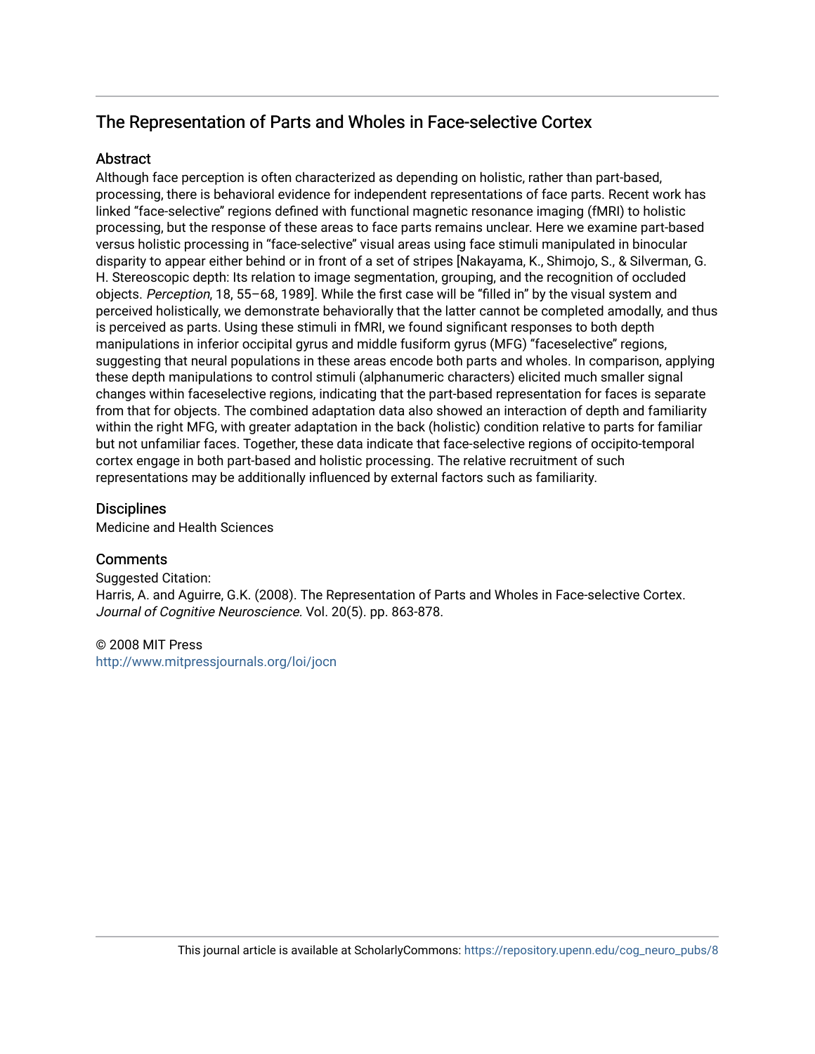## The Representation of Parts and Wholes in Face-selective Cortex

### Abstract

Although face perception is often characterized as depending on holistic, rather than part-based, processing, there is behavioral evidence for independent representations of face parts. Recent work has linked "face-selective" regions defined with functional magnetic resonance imaging (fMRI) to holistic processing, but the response of these areas to face parts remains unclear. Here we examine part-based versus holistic processing in "face-selective" visual areas using face stimuli manipulated in binocular disparity to appear either behind or in front of a set of stripes [Nakayama, K., Shimojo, S., & Silverman, G. H. Stereoscopic depth: Its relation to image segmentation, grouping, and the recognition of occluded objects. *Perception*, 18, 55–68, 1989]. While the first case will be "filled in" by the visual system and perceived holistically, we demonstrate behaviorally that the latter cannot be completed amodally, and thus is perceived as parts. Using these stimuli in fMRI, we found significant responses to both depth manipulations in inferior occipital gyrus and middle fusiform gyrus (MFG) "faceselective" regions, suggesting that neural populations in these areas encode both parts and wholes. In comparison, applying these depth manipulations to control stimuli (alphanumeric characters) elicited much smaller signal changes within faceselective regions, indicating that the part-based representation for faces is separate from that for objects. The combined adaptation data also showed an interaction of depth and familiarity within the right MFG, with greater adaptation in the back (holistic) condition relative to parts for familiar but not unfamiliar faces. Together, these data indicate that face-selective regions of occipito-temporal cortex engage in both part-based and holistic processing. The relative recruitment of such representations may be additionally influenced by external factors such as familiarity.

### Disciplines

Medicine and Health Sciences

### Comments

Suggested Citation:
Harris, A. and Aguirre, G.K. (2008). The Representation of Parts and Wholes in Face-selective Cortex. *Journal of Cognitive Neuroscience.* Vol. 20(5). pp. 863-878.

© 2008 MIT Press
http://www.mitpressjournals.org/loi/jocn

This journal article is available at ScholarlyCommons: https://repository.upenn.edu/cog_neuro_pubs/8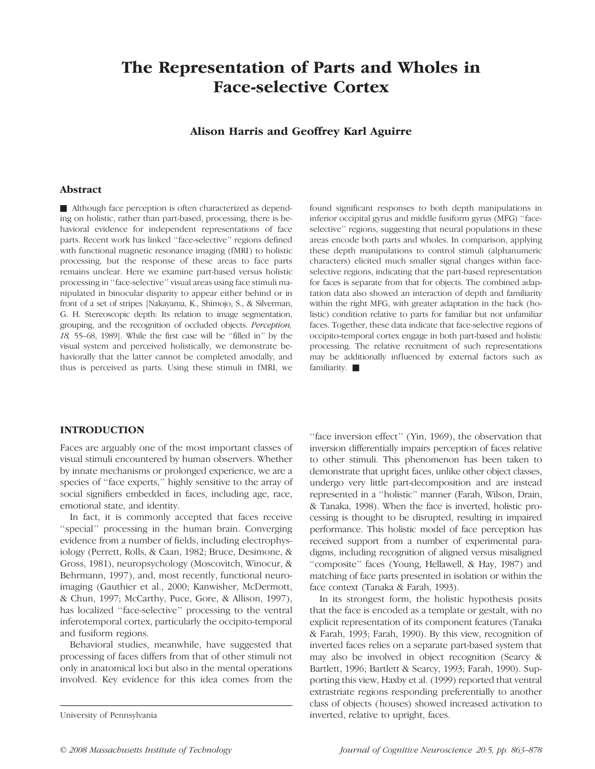# The Representation of Parts and Wholes in Face-selective Cortex

**Alison Harris and Geoffrey Karl Aguirre**

## Abstract

■ Although face perception is often characterized as depending on holistic, rather than part-based, processing, there is behavioral evidence for independent representations of face parts. Recent work has linked ''face-selective'' regions defined with functional magnetic resonance imaging (fMRI) to holistic processing, but the response of these areas to face parts remains unclear. Here we examine part-based versus holistic processing in ''face-selective'' visual areas using face stimuli manipulated in binocular disparity to appear either behind or in front of a set of stripes [Nakayama, K., Shimojo, S., & Silverman, G. H. Stereoscopic depth: Its relation to image segmentation, grouping, and the recognition of occluded objects. *Perception, 18*, 55–68, 1989]. While the first case will be ''filled in'' by the visual system and perceived holistically, we demonstrate behaviorally that the latter cannot be completed amodally, and thus is perceived as parts. Using these stimuli in fMRI, we found significant responses to both depth manipulations in inferior occipital gyrus and middle fusiform gyrus (MFG) ''face-selective'' regions, suggesting that neural populations in these areas encode both parts and wholes. In comparison, applying these depth manipulations to control stimuli (alphanumeric characters) elicited much smaller signal changes within face-selective regions, indicating that the part-based representation for faces is separate from that for objects. The combined adaptation data also showed an interaction of depth and familiarity within the right MFG, with greater adaptation in the back (holistic) condition relative to parts for familiar but not unfamiliar faces. Together, these data indicate that face-selective regions of occipito-temporal cortex engage in both part-based and holistic processing. The relative recruitment of such representations may be additionally influenced by external factors such as familiarity. ■

## INTRODUCTION

Faces are arguably one of the most important classes of visual stimuli encountered by human observers. Whether by innate mechanisms or prolonged experience, we are a species of ''face experts,'' highly sensitive to the array of social signifiers embedded in faces, including age, race, emotional state, and identity.

In fact, it is commonly accepted that faces receive ''special'' processing in the human brain. Converging evidence from a number of fields, including electrophysiology (Perrett, Rolls, & Caan, 1982; Bruce, Desimone, & Gross, 1981), neuropsychology (Moscovitch, Winocur, & Behrmann, 1997), and, most recently, functional neuroimaging (Gauthier et al., 2000; Kanwisher, McDermott, & Chun, 1997; McCarthy, Puce, Gore, & Allison, 1997), has localized ''face-selective'' processing to the ventral inferotemporal cortex, particularly the occipito-temporal and fusiform regions.

Behavioral studies, meanwhile, have suggested that processing of faces differs from that of other stimuli not only in anatomical loci but also in the mental operations involved. Key evidence for this idea comes from the ''face inversion effect'' (Yin, 1969), the observation that inversion differentially impairs perception of faces relative to other stimuli. This phenomenon has been taken to demonstrate that upright faces, unlike other object classes, undergo very little part-decomposition and are instead represented in a ''holistic'' manner (Farah, Wilson, Drain, & Tanaka, 1998). When the face is inverted, holistic processing is thought to be disrupted, resulting in impaired performance. This holistic model of face perception has received support from a number of experimental paradigms, including recognition of aligned versus misaligned ''composite'' faces (Young, Hellawell, & Hay, 1987) and matching of face parts presented in isolation or within the face context (Tanaka & Farah, 1993).

In its strongest form, the holistic hypothesis posits that the face is encoded as a template or gestalt, with no explicit representation of its component features (Tanaka & Farah, 1993; Farah, 1990). By this view, recognition of inverted faces relies on a separate part-based system that may also be involved in object recognition (Searcy & Bartlett, 1996; Bartlett & Searcy, 1993; Farah, 1990). Supporting this view, Haxby et al. (1999) reported that ventral extrastriate regions responding preferentially to another class of objects (houses) showed increased activation to inverted, relative to upright, faces.

University of Pennsylvania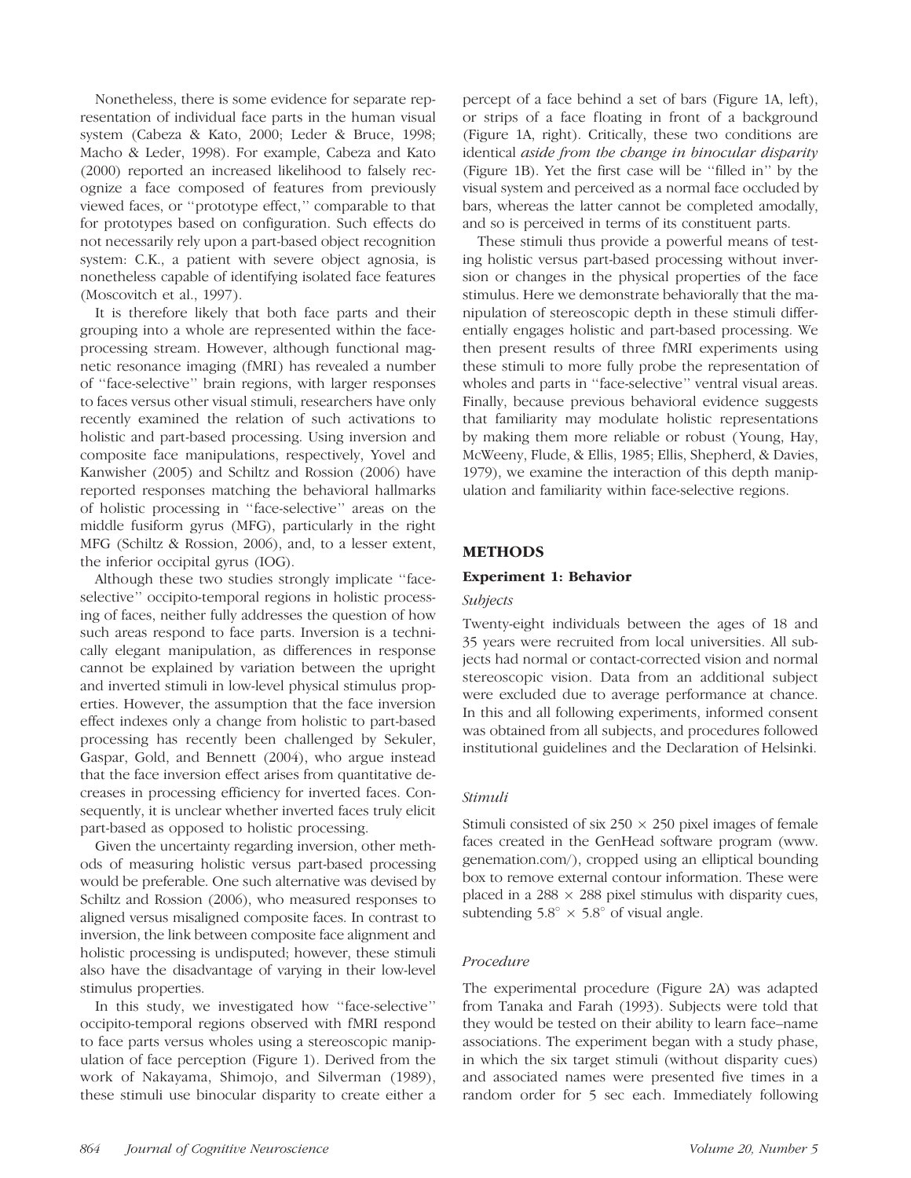Nonetheless, there is some evidence for separate representation of individual face parts in the human visual system (Cabeza & Kato, 2000; Leder & Bruce, 1998; Macho & Leder, 1998). For example, Cabeza and Kato (2000) reported an increased likelihood to falsely recognize a face composed of features from previously viewed faces, or ''prototype effect,'' comparable to that for prototypes based on configuration. Such effects do not necessarily rely upon a part-based object recognition system: C.K., a patient with severe object agnosia, is nonetheless capable of identifying isolated face features (Moscovitch et al., 1997).

It is therefore likely that both face parts and their grouping into a whole are represented within the face-processing stream. However, although functional magnetic resonance imaging (fMRI) has revealed a number of ''face-selective'' brain regions, with larger responses to faces versus other visual stimuli, researchers have only recently examined the relation of such activations to holistic and part-based processing. Using inversion and composite face manipulations, respectively, Yovel and Kanwisher (2005) and Schiltz and Rossion (2006) have reported responses matching the behavioral hallmarks of holistic processing in ''face-selective'' areas on the middle fusiform gyrus (MFG), particularly in the right MFG (Schiltz & Rossion, 2006), and, to a lesser extent, the inferior occipital gyrus (IOG).

Although these two studies strongly implicate ''face-selective'' occipito-temporal regions in holistic processing of faces, neither fully addresses the question of how such areas respond to face parts. Inversion is a technically elegant manipulation, as differences in response cannot be explained by variation between the upright and inverted stimuli in low-level physical stimulus properties. However, the assumption that the face inversion effect indexes only a change from holistic to part-based processing has recently been challenged by Sekuler, Gaspar, Gold, and Bennett (2004), who argue instead that the face inversion effect arises from quantitative decreases in processing efficiency for inverted faces. Consequently, it is unclear whether inverted faces truly elicit part-based as opposed to holistic processing.

Given the uncertainty regarding inversion, other methods of measuring holistic versus part-based processing would be preferable. One such alternative was devised by Schiltz and Rossion (2006), who measured responses to aligned versus misaligned composite faces. In contrast to inversion, the link between composite face alignment and holistic processing is undisputed; however, these stimuli also have the disadvantage of varying in their low-level stimulus properties.

In this study, we investigated how ''face-selective'' occipito-temporal regions observed with fMRI respond to face parts versus wholes using a stereoscopic manipulation of face perception (Figure 1). Derived from the work of Nakayama, Shimojo, and Silverman (1989), these stimuli use binocular disparity to create either a percept of a face behind a set of bars (Figure 1A, left), or strips of a face floating in front of a background (Figure 1A, right). Critically, these two conditions are identical *aside from the change in binocular disparity* (Figure 1B). Yet the first case will be ''filled in'' by the visual system and perceived as a normal face occluded by bars, whereas the latter cannot be completed amodally, and so is perceived in terms of its constituent parts.

These stimuli thus provide a powerful means of testing holistic versus part-based processing without inversion or changes in the physical properties of the face stimulus. Here we demonstrate behaviorally that the manipulation of stereoscopic depth in these stimuli differentially engages holistic and part-based processing. We then present results of three fMRI experiments using these stimuli to more fully probe the representation of wholes and parts in ''face-selective'' ventral visual areas. Finally, because previous behavioral evidence suggests that familiarity may modulate holistic representations by making them more reliable or robust (Young, Hay, McWeeny, Flude, & Ellis, 1985; Ellis, Shepherd, & Davies, 1979), we examine the interaction of this depth manipulation and familiarity within face-selective regions.

## METHODS

### Experiment 1: Behavior

#### *Subjects*

Twenty-eight individuals between the ages of 18 and 35 years were recruited from local universities. All subjects had normal or contact-corrected vision and normal stereoscopic vision. Data from an additional subject were excluded due to average performance at chance. In this and all following experiments, informed consent was obtained from all subjects, and procedures followed institutional guidelines and the Declaration of Helsinki.

#### *Stimuli*

Stimuli consisted of six $250 \times 250$ pixel images of female faces created in the GenHead software program (www.genemation.com/), cropped using an elliptical bounding box to remove external contour information. These were placed in a $288 \times 288$ pixel stimulus with disparity cues, subtending $5.8^{\circ} \times 5.8^{\circ}$ of visual angle.

#### *Procedure*

The experimental procedure (Figure 2A) was adapted from Tanaka and Farah (1993). Subjects were told that they would be tested on their ability to learn face–name associations. The experiment began with a study phase, in which the six target stimuli (without disparity cues) and associated names were presented five times in a random order for 5 sec each. Immediately following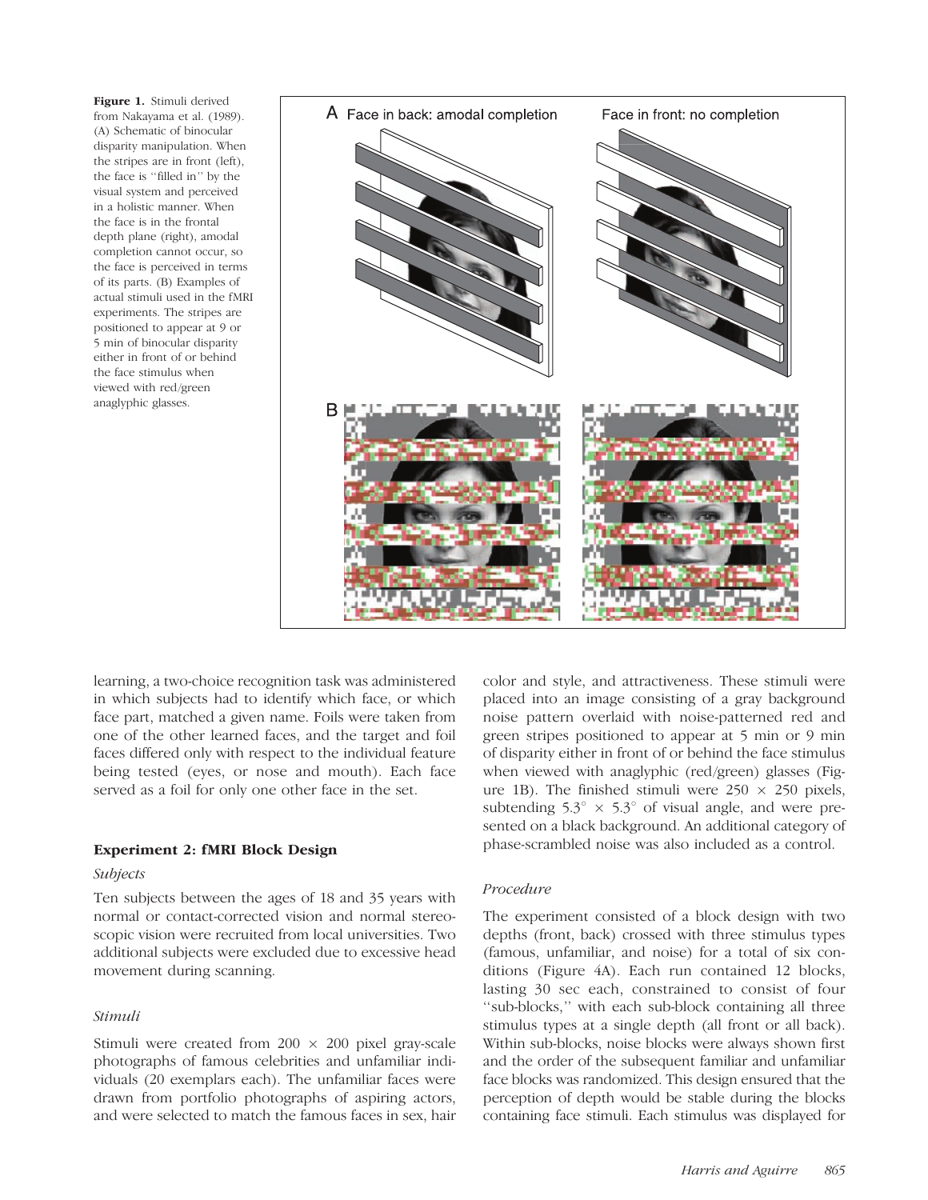**Figure 1.** Stimuli derived from Nakayama et al. (1989). (A) Schematic of binocular disparity manipulation. When the stripes are in front (left), the face is ''filled in'' by the visual system and perceived in a holistic manner. When the face is in the frontal depth plane (right), amodal completion cannot occur, so the face is perceived in terms of its parts. (B) Examples of actual stimuli used in the fMRI experiments. The stripes are positioned to appear at 9 or 5 min of binocular disparity either in front of or behind the face stimulus when viewed with red/green anaglyphic glasses.

learning, a two-choice recognition task was administered in which subjects had to identify which face, or which face part, matched a given name. Foils were taken from one of the other learned faces, and the target and foil faces differed only with respect to the individual feature being tested (eyes, or nose and mouth). Each face served as a foil for only one other face in the set.

### Experiment 2: fMRI Block Design

#### *Subjects*

Ten subjects between the ages of 18 and 35 years with normal or contact-corrected vision and normal stereoscopic vision were recruited from local universities. Two additional subjects were excluded due to excessive head movement during scanning.

#### *Stimuli*

Stimuli were created from 200 × 200 pixel gray-scale photographs of famous celebrities and unfamiliar individuals (20 exemplars each). The unfamiliar faces were drawn from portfolio photographs of aspiring actors, and were selected to match the famous faces in sex, hair color and style, and attractiveness. These stimuli were placed into an image consisting of a gray background noise pattern overlaid with noise-patterned red and green stripes positioned to appear at 5 min or 9 min of disparity either in front of or behind the face stimulus when viewed with anaglyphic (red/green) glasses (Figure 1B). The finished stimuli were 250 × 250 pixels, subtending 5.3° × 5.3° of visual angle, and were presented on a black background. An additional category of phase-scrambled noise was also included as a control.

#### *Procedure*

The experiment consisted of a block design with two depths (front, back) crossed with three stimulus types (famous, unfamiliar, and noise) for a total of six conditions (Figure 4A). Each run contained 12 blocks, lasting 30 sec each, constrained to consist of four ''sub-blocks,'' with each sub-block containing all three stimulus types at a single depth (all front or all back). Within sub-blocks, noise blocks were always shown first and the order of the subsequent familiar and unfamiliar face blocks was randomized. This design ensured that the perception of depth would be stable during the blocks containing face stimuli. Each stimulus was displayed for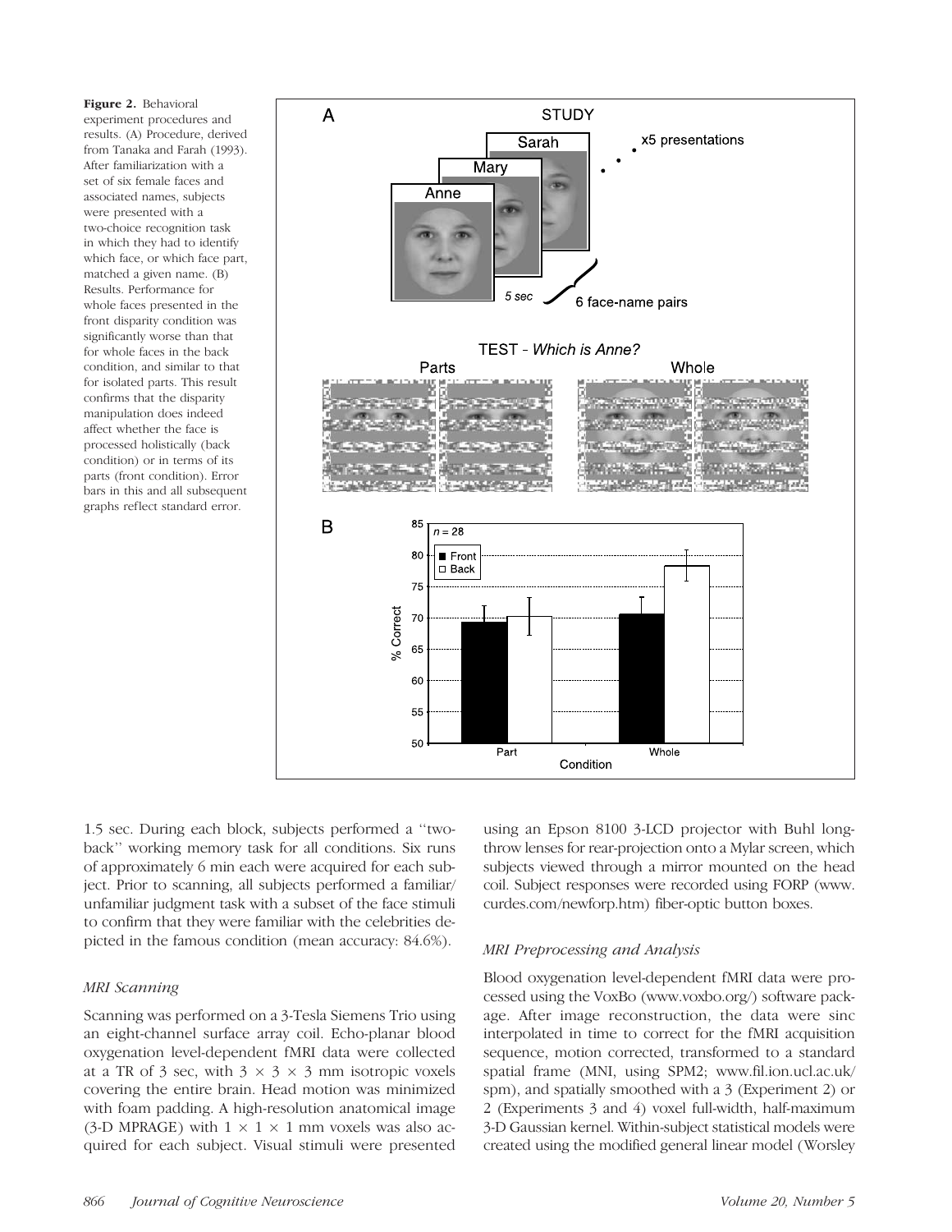**Figure 2.** Behavioral experiment procedures and results. (A) Procedure, derived from Tanaka and Farah (1993). After familiarization with a set of six female faces and associated names, subjects were presented with a two-choice recognition task in which they had to identify which face, or which face part, matched a given name. (B) Results. Performance for whole faces presented in the front disparity condition was significantly worse than that for whole faces in the back condition, and similar to that for isolated parts. This result confirms that the disparity manipulation does indeed affect whether the face is processed holistically (back condition) or in terms of its parts (front condition). Error bars in this and all subsequent graphs reflect standard error.

1.5 sec. During each block, subjects performed a ''two-back'' working memory task for all conditions. Six runs of approximately 6 min each were acquired for each subject. Prior to scanning, all subjects performed a familiar/unfamiliar judgment task with a subset of the face stimuli to confirm that they were familiar with the celebrities depicted in the famous condition (mean accuracy: 84.6%).

### MRI Scanning

Scanning was performed on a 3-Tesla Siemens Trio using an eight-channel surface array coil. Echo-planar blood oxygenation level-dependent fMRI data were collected at a TR of 3 sec, with $3 \times 3 \times 3$ mm isotropic voxels covering the entire brain. Head motion was minimized with foam padding. A high-resolution anatomical image (3-D MPRAGE) with $1 \times 1 \times 1$ mm voxels was also acquired for each subject. Visual stimuli were presented using an Epson 8100 3-LCD projector with Buhl long-throw lenses for rear-projection onto a Mylar screen, which subjects viewed through a mirror mounted on the head coil. Subject responses were recorded using FORP (www.curdes.com/newforp.htm) fiber-optic button boxes.

### MRI Preprocessing and Analysis

Blood oxygenation level-dependent fMRI data were processed using the VoxBo (www.voxbo.org/) software package. After image reconstruction, the data were sinc interpolated in time to correct for the fMRI acquisition sequence, motion corrected, transformed to a standard spatial frame (MNI, using SPM2; www.fil.ion.ucl.ac.uk/spm), and spatially smoothed with a 3 (Experiment 2) or 2 (Experiments 3 and 4) voxel full-width, half-maximum 3-D Gaussian kernel. Within-subject statistical models were created using the modified general linear model (Worsley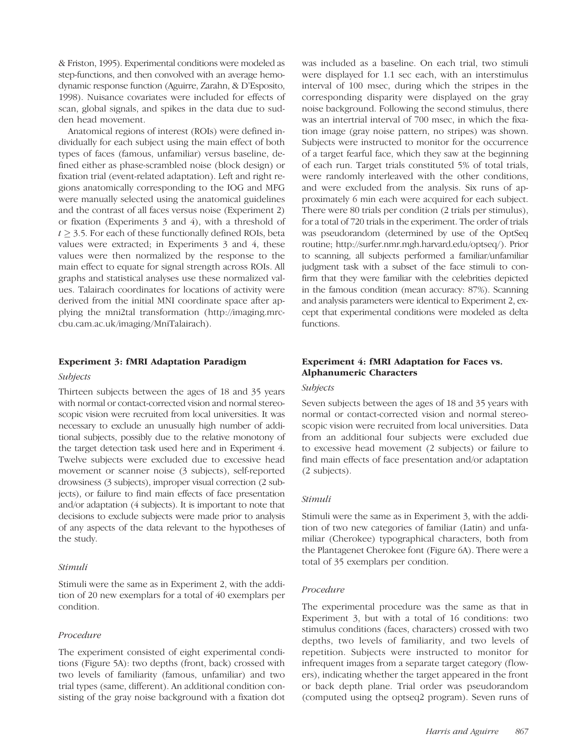& Friston, 1995). Experimental conditions were modeled as step-functions, and then convolved with an average hemodynamic response function (Aguirre, Zarahn, & D'Esposito, 1998). Nuisance covariates were included for effects of scan, global signals, and spikes in the data due to sudden head movement.

Anatomical regions of interest (ROIs) were defined individually for each subject using the main effect of both types of faces (famous, unfamiliar) versus baseline, defined either as phase-scrambled noise (block design) or fixation trial (event-related adaptation). Left and right regions anatomically corresponding to the IOG and MFG were manually selected using the anatomical guidelines and the contrast of all faces versus noise (Experiment 2) or fixation (Experiments 3 and 4), with a threshold of $t \geq 3.5$. For each of these functionally defined ROIs, beta values were extracted; in Experiments 3 and 4, these values were then normalized by the response to the main effect to equate for signal strength across ROIs. All graphs and statistical analyses use these normalized values. Talairach coordinates for locations of activity were derived from the initial MNI coordinate space after applying the mni2tal transformation (http://imaging.mrc-cbu.cam.ac.uk/imaging/MniTalairach).

## Experiment 3: fMRI Adaptation Paradigm

### *Subjects*

Thirteen subjects between the ages of 18 and 35 years with normal or contact-corrected vision and normal stereoscopic vision were recruited from local universities. It was necessary to exclude an unusually high number of additional subjects, possibly due to the relative monotony of the target detection task used here and in Experiment 4. Twelve subjects were excluded due to excessive head movement or scanner noise (3 subjects), self-reported drowsiness (3 subjects), improper visual correction (2 subjects), or failure to find main effects of face presentation and/or adaptation (4 subjects). It is important to note that decisions to exclude subjects were made prior to analysis of any aspects of the data relevant to the hypotheses of the study.

### *Stimuli*

Stimuli were the same as in Experiment 2, with the addition of 20 new exemplars for a total of 40 exemplars per condition.

### *Procedure*

The experiment consisted of eight experimental conditions (Figure 5A): two depths (front, back) crossed with two levels of familiarity (famous, unfamiliar) and two trial types (same, different). An additional condition consisting of the gray noise background with a fixation dot was included as a baseline. On each trial, two stimuli were displayed for 1.1 sec each, with an interstimulus interval of 100 msec, during which the stripes in the corresponding disparity were displayed on the gray noise background. Following the second stimulus, there was an intertrial interval of 700 msec, in which the fixation image (gray noise pattern, no stripes) was shown. Subjects were instructed to monitor for the occurrence of a target fearful face, which they saw at the beginning of each run. Target trials constituted 5% of total trials, were randomly interleaved with the other conditions, and were excluded from the analysis. Six runs of approximately 6 min each were acquired for each subject. There were 80 trials per condition (2 trials per stimulus), for a total of 720 trials in the experiment. The order of trials was pseudorandom (determined by use of the OptSeq routine; http://surfer.nmr.mgh.harvard.edu/optseq/). Prior to scanning, all subjects performed a familiar/unfamiliar judgment task with a subset of the face stimuli to confirm that they were familiar with the celebrities depicted in the famous condition (mean accuracy: 87%). Scanning and analysis parameters were identical to Experiment 2, except that experimental conditions were modeled as delta functions.

## Experiment 4: fMRI Adaptation for Faces vs. Alphanumeric Characters

### *Subjects*

Seven subjects between the ages of 18 and 35 years with normal or contact-corrected vision and normal stereoscopic vision were recruited from local universities. Data from an additional four subjects were excluded due to excessive head movement (2 subjects) or failure to find main effects of face presentation and/or adaptation (2 subjects).

### *Stimuli*

Stimuli were the same as in Experiment 3, with the addition of two new categories of familiar (Latin) and unfamiliar (Cherokee) typographical characters, both from the Plantagenet Cherokee font (Figure 6A). There were a total of 35 exemplars per condition.

### *Procedure*

The experimental procedure was the same as that in Experiment 3, but with a total of 16 conditions: two stimulus conditions (faces, characters) crossed with two depths, two levels of familiarity, and two levels of repetition. Subjects were instructed to monitor for infrequent images from a separate target category (flowers), indicating whether the target appeared in the front or back depth plane. Trial order was pseudorandom (computed using the optseq2 program). Seven runs of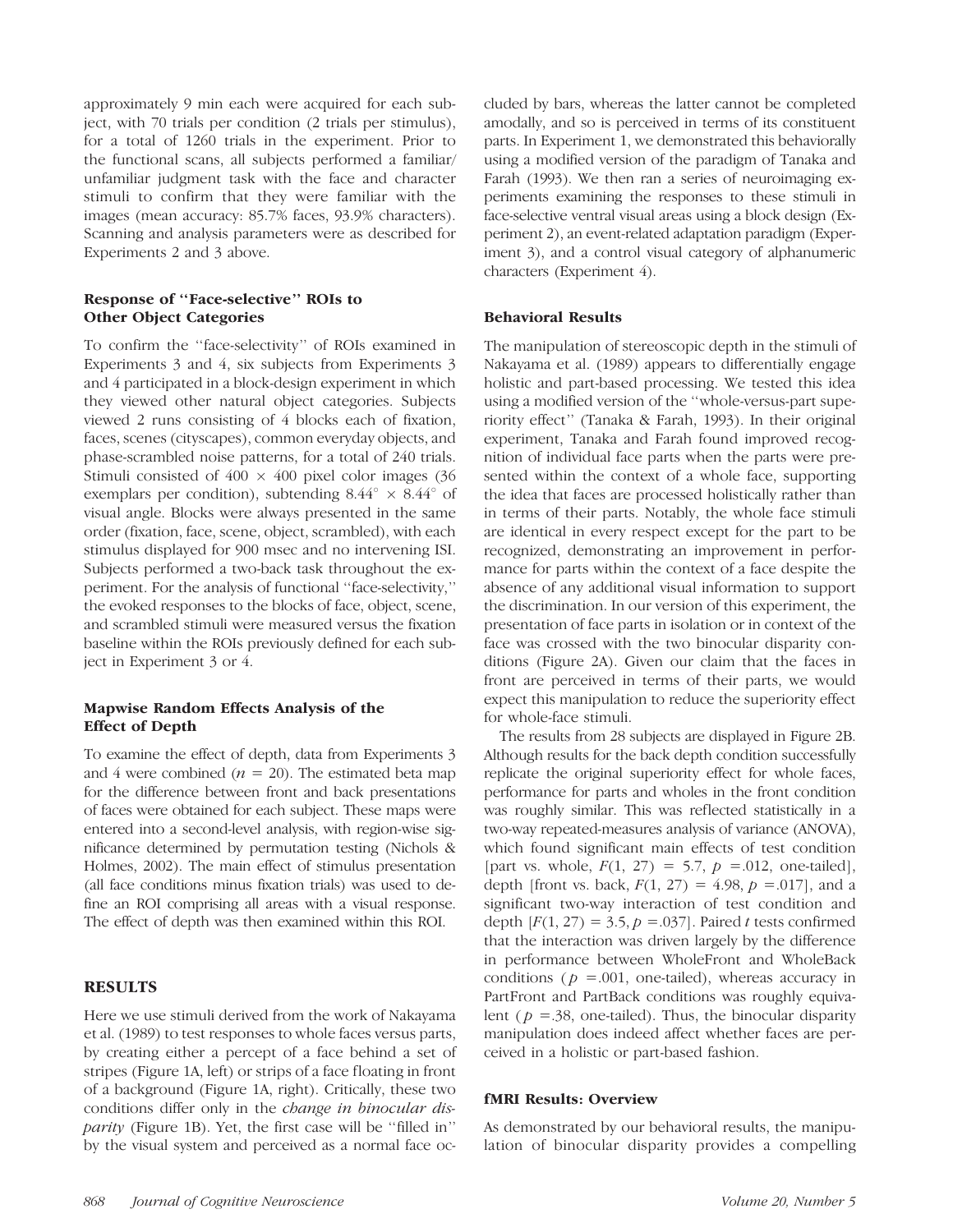approximately 9 min each were acquired for each subject, with 70 trials per condition (2 trials per stimulus), for a total of 1260 trials in the experiment. Prior to the functional scans, all subjects performed a familiar/unfamiliar judgment task with the face and character stimuli to confirm that they were familiar with the images (mean accuracy: 85.7% faces, 93.9% characters). Scanning and analysis parameters were as described for Experiments 2 and 3 above.

### Response of "Face-selective" ROIs to Other Object Categories

To confirm the "face-selectivity" of ROIs examined in Experiments 3 and 4, six subjects from Experiments 3 and 4 participated in a block-design experiment in which they viewed other natural object categories. Subjects viewed 2 runs consisting of 4 blocks each of fixation, faces, scenes (cityscapes), common everyday objects, and phase-scrambled noise patterns, for a total of 240 trials. Stimuli consisted of $400 \times 400$ pixel color images (36 exemplars per condition), subtending $8.44^\circ \times 8.44^\circ$ of visual angle. Blocks were always presented in the same order (fixation, face, scene, object, scrambled), with each stimulus displayed for 900 msec and no intervening ISI. Subjects performed a two-back task throughout the experiment. For the analysis of functional "face-selectivity," the evoked responses to the blocks of face, object, scene, and scrambled stimuli were measured versus the fixation baseline within the ROIs previously defined for each subject in Experiment 3 or 4.

### Mapwise Random Effects Analysis of the Effect of Depth

To examine the effect of depth, data from Experiments 3 and 4 were combined ($n = 20$). The estimated beta map for the difference between front and back presentations of faces were obtained for each subject. These maps were entered into a second-level analysis, with region-wise significance determined by permutation testing (Nichols & Holmes, 2002). The main effect of stimulus presentation (all face conditions minus fixation trials) was used to define an ROI comprising all areas with a visual response. The effect of depth was then examined within this ROI.

## RESULTS

Here we use stimuli derived from the work of Nakayama et al. (1989) to test responses to whole faces versus parts, by creating either a percept of a face behind a set of stripes (Figure 1A, left) or strips of a face floating in front of a background (Figure 1A, right). Critically, these two conditions differ only in the *change in binocular disparity* (Figure 1B). Yet, the first case will be "filled in" by the visual system and perceived as a normal face occluded by bars, whereas the latter cannot be completed amodally, and so is perceived in terms of its constituent parts. In Experiment 1, we demonstrated this behaviorally using a modified version of the paradigm of Tanaka and Farah (1993). We then ran a series of neuroimaging experiments examining the responses to these stimuli in face-selective ventral visual areas using a block design (Experiment 2), an event-related adaptation paradigm (Experiment 3), and a control visual category of alphanumeric characters (Experiment 4).

### Behavioral Results

The manipulation of stereoscopic depth in the stimuli of Nakayama et al. (1989) appears to differentially engage holistic and part-based processing. We tested this idea using a modified version of the "whole-versus-part superiority effect" (Tanaka & Farah, 1993). In their original experiment, Tanaka and Farah found improved recognition of individual face parts when the parts were presented within the context of a whole face, supporting the idea that faces are processed holistically rather than in terms of their parts. Notably, the whole face stimuli are identical in every respect except for the part to be recognized, demonstrating an improvement in performance for parts within the context of a face despite the absence of any additional visual information to support the discrimination. In our version of this experiment, the presentation of face parts in isolation or in context of the face was crossed with the two binocular disparity conditions (Figure 2A). Given our claim that the faces in front are perceived in terms of their parts, we would expect this manipulation to reduce the superiority effect for whole-face stimuli.

The results from 28 subjects are displayed in Figure 2B. Although results for the back depth condition successfully replicate the original superiority effect for whole faces, performance for parts and wholes in the front condition was roughly similar. This was reflected statistically in a two-way repeated-measures analysis of variance (ANOVA), which found significant main effects of test condition [part vs. whole, $F(1, 27) = 5.7$, $p = .012$, one-tailed], depth [front vs. back, $F(1, 27) = 4.98$, $p = .017$], and a significant two-way interaction of test condition and depth [$F(1, 27) = 3.5$, $p = .037$]. Paired $t$ tests confirmed that the interaction was driven largely by the difference in performance between WholeFront and WholeBack conditions ($p = .001$, one-tailed), whereas accuracy in PartFront and PartBack conditions was roughly equivalent ($p = .38$, one-tailed). Thus, the binocular disparity manipulation does indeed affect whether faces are perceived in a holistic or part-based fashion.

### fMRI Results: Overview

As demonstrated by our behavioral results, the manipulation of binocular disparity provides a compelling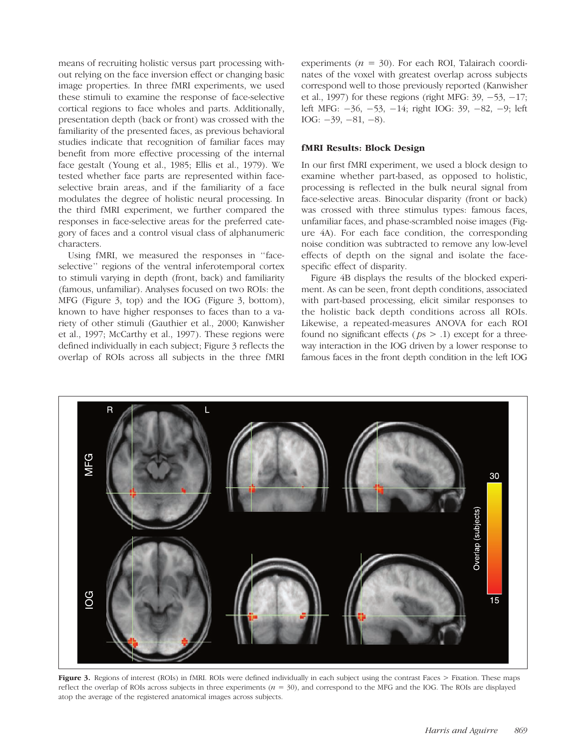means of recruiting holistic versus part processing without relying on the face inversion effect or changing basic image properties. In three fMRI experiments, we used these stimuli to examine the response of face-selective cortical regions to face wholes and parts. Additionally, presentation depth (back or front) was crossed with the familiarity of the presented faces, as previous behavioral studies indicate that recognition of familiar faces may benefit from more effective processing of the internal face gestalt (Young et al., 1985; Ellis et al., 1979). We tested whether face parts are represented within face-selective brain areas, and if the familiarity of a face modulates the degree of holistic neural processing. In the third fMRI experiment, we further compared the responses in face-selective areas for the preferred category of faces and a control visual class of alphanumeric characters.

Using fMRI, we measured the responses in ''face-selective'' regions of the ventral inferotemporal cortex to stimuli varying in depth (front, back) and familiarity (famous, unfamiliar). Analyses focused on two ROIs: the MFG (Figure 3, top) and the IOG (Figure 3, bottom), known to have higher responses to faces than to a variety of other stimuli (Gauthier et al., 2000; Kanwisher et al., 1997; McCarthy et al., 1997). These regions were defined individually in each subject; Figure 3 reflects the overlap of ROIs across all subjects in the three fMRI experiments ($n = 30$). For each ROI, Talairach coordinates of the voxel with greatest overlap across subjects correspond well to those previously reported (Kanwisher et al., 1997) for these regions (right MFG: 39, −53, −17; left MFG: −36, −53, −14; right IOG: 39, −82, −9; left IOG: −39, −81, −8).

## fMRI Results: Block Design

In our first fMRI experiment, we used a block design to examine whether part-based, as opposed to holistic, processing is reflected in the bulk neural signal from face-selective areas. Binocular disparity (front or back) was crossed with three stimulus types: famous faces, unfamiliar faces, and phase-scrambled noise images (Figure 4A). For each face condition, the corresponding noise condition was subtracted to remove any low-level effects of depth on the signal and isolate the face-specific effect of disparity.

Figure 4B displays the results of the blocked experiment. As can be seen, front depth conditions, associated with part-based processing, elicit similar responses to the holistic back depth conditions across all ROIs. Likewise, a repeated-measures ANOVA for each ROI found no significant effects ($ps > .1$) except for a three-way interaction in the IOG driven by a lower response to famous faces in the front depth condition in the left IOG

**Figure 3.** Regions of interest (ROIs) in fMRI. ROIs were defined individually in each subject using the contrast Faces > Fixation. These maps reflect the overlap of ROIs across subjects in three experiments ($n = 30$), and correspond to the MFG and the IOG. The ROIs are displayed atop the average of the registered anatomical images across subjects.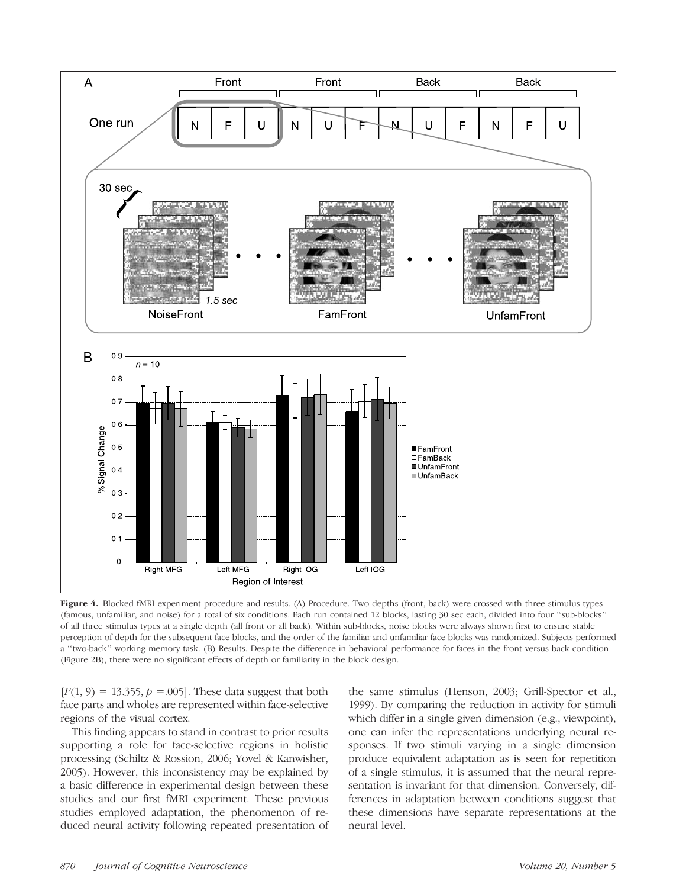**Figure 4.** Blocked fMRI experiment procedure and results. (A) Procedure. Two depths (front, back) were crossed with three stimulus types (famous, unfamiliar, and noise) for a total of six conditions. Each run contained 12 blocks, lasting 30 sec each, divided into four "sub-blocks" of all three stimulus types at a single depth (all front or all back). Within sub-blocks, noise blocks were always shown first to ensure stable perception of depth for the subsequent face blocks, and the order of the familiar and unfamiliar face blocks was randomized. Subjects performed a "two-back" working memory task. (B) Results. Despite the difference in behavioral performance for faces in the front versus back condition (Figure 2B), there were no significant effects of depth or familiarity in the block design.

[$F(1, 9) = 13.355$, $p = .005$]. These data suggest that both face parts and wholes are represented within face-selective regions of the visual cortex.

This finding appears to stand in contrast to prior results supporting a role for face-selective regions in holistic processing (Schiltz & Rossion, 2006; Yovel & Kanwisher, 2005). However, this inconsistency may be explained by a basic difference in experimental design between these studies and our first fMRI experiment. These previous studies employed adaptation, the phenomenon of reduced neural activity following repeated presentation of the same stimulus (Henson, 2003; Grill-Spector et al., 1999). By comparing the reduction in activity for stimuli which differ in a single given dimension (e.g., viewpoint), one can infer the representations underlying neural responses. If two stimuli varying in a single dimension produce equivalent adaptation as is seen for repetition of a single stimulus, it is assumed that the neural representation is invariant for that dimension. Conversely, differences in adaptation between conditions suggest that these dimensions have separate representations at the neural level.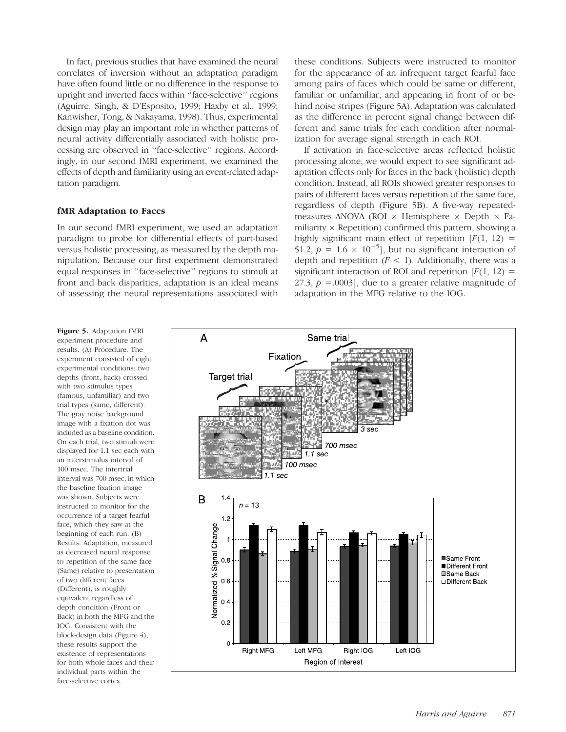In fact, previous studies that have examined the neural correlates of inversion without an adaptation paradigm have often found little or no difference in the response to upright and inverted faces within "face-selective" regions (Aguirre, Singh, & D'Esposito, 1999; Haxby et al., 1999; Kanwisher, Tong, & Nakayama, 1998). Thus, experimental design may play an important role in whether patterns of neural activity differentially associated with holistic processing are observed in "face-selective" regions. Accordingly, in our second fMRI experiment, we examined the effects of depth and familiarity using an event-related adaptation paradigm.

### fMR Adaptation to Faces

In our second fMRI experiment, we used an adaptation paradigm to probe for differential effects of part-based versus holistic processing, as measured by the depth manipulation. Because our first experiment demonstrated equal responses in "face-selective" regions to stimuli at front and back disparities, adaptation is an ideal means of assessing the neural representations associated with these conditions. Subjects were instructed to monitor for the appearance of an infrequent target fearful face among pairs of faces which could be same or different, familiar or unfamiliar, and appearing in front of or behind noise stripes (Figure 5A). Adaptation was calculated as the difference in percent signal change between different and same trials for each condition after normalization for average signal strength in each ROI.

If activation in face-selective areas reflected holistic processing alone, we would expect to see significant adaptation effects only for faces in the back (holistic) depth condition. Instead, all ROIs showed greater responses to pairs of different faces versus repetition of the same face, regardless of depth (Figure 5B). A five-way repeated-measures ANOVA (ROI × Hemisphere × Depth × Familiarity × Repetition) confirmed this pattern, showing a highly significant main effect of repetition [$F(1, 12) = 51.2$, $p = 1.6 \times 10^{-5}$], but no significant interaction of depth and repetition ($F < 1$). Additionally, there was a significant interaction of ROI and repetition [$F(1, 12) = 27.3$, $p = .0003$], due to a greater relative magnitude of adaptation in the MFG relative to the IOG.

**Figure 5.** Adaptation fMRI experiment procedure and results. (A) Procedure. The experiment consisted of eight experimental conditions: two depths (front, back) crossed with two stimulus types (famous, unfamiliar) and two trial types (same, different). The gray noise background image with a fixation dot was included as a baseline condition. On each trial, two stimuli were displayed for 1.1 sec each with an interstimulus interval of 100 msec. The intertrial interval was 700 msec, in which the baseline fixation image was shown. Subjects were instructed to monitor for the occurrence of a target fearful face, which they saw at the beginning of each run. (B) Results. Adaptation, measured as decreased neural response to repetition of the same face (Same) relative to presentation of two different faces (Different), is roughly equivalent regardless of depth condition (Front or Back) in both the MFG and the IOG. Consistent with the block-design data (Figure 4), these results support the existence of representations for both whole faces and their individual parts within the face-selective cortex.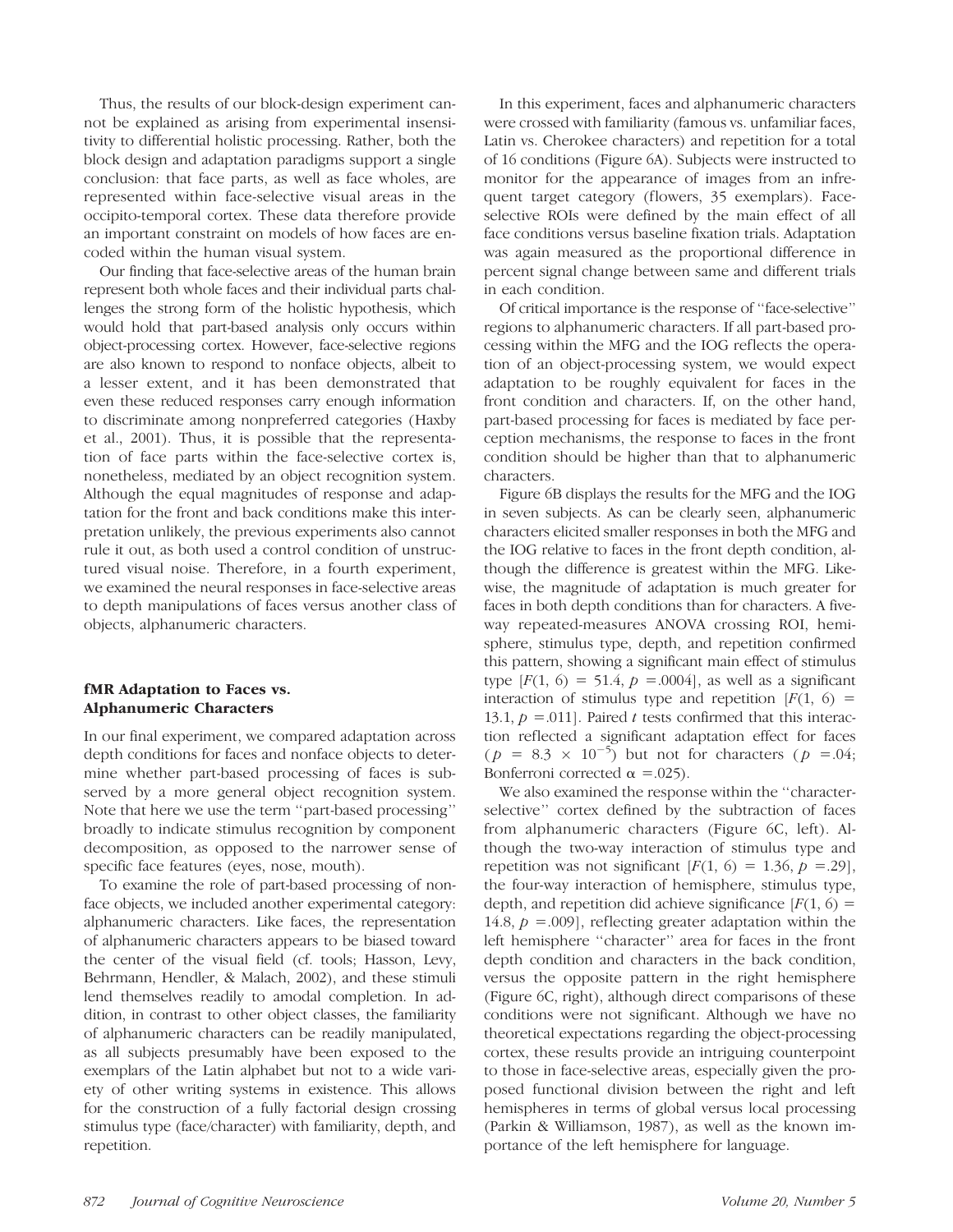Thus, the results of our block-design experiment cannot be explained as arising from experimental insensitivity to differential holistic processing. Rather, both the block design and adaptation paradigms support a single conclusion: that face parts, as well as face wholes, are represented within face-selective visual areas in the occipito-temporal cortex. These data therefore provide an important constraint on models of how faces are encoded within the human visual system.

Our finding that face-selective areas of the human brain represent both whole faces and their individual parts challenges the strong form of the holistic hypothesis, which would hold that part-based analysis only occurs within object-processing cortex. However, face-selective regions are also known to respond to nonface objects, albeit to a lesser extent, and it has been demonstrated that even these reduced responses carry enough information to discriminate among nonpreferred categories (Haxby et al., 2001). Thus, it is possible that the representation of face parts within the face-selective cortex is, nonetheless, mediated by an object recognition system. Although the equal magnitudes of response and adaptation for the front and back conditions make this interpretation unlikely, the previous experiments also cannot rule it out, as both used a control condition of unstructured visual noise. Therefore, in a fourth experiment, we examined the neural responses in face-selective areas to depth manipulations of faces versus another class of objects, alphanumeric characters.

### fMR Adaptation to Faces vs. Alphanumeric Characters

In our final experiment, we compared adaptation across depth conditions for faces and nonface objects to determine whether part-based processing of faces is subserved by a more general object recognition system. Note that here we use the term ''part-based processing'' broadly to indicate stimulus recognition by component decomposition, as opposed to the narrower sense of specific face features (eyes, nose, mouth).

To examine the role of part-based processing of nonface objects, we included another experimental category: alphanumeric characters. Like faces, the representation of alphanumeric characters appears to be biased toward the center of the visual field (cf. tools; Hasson, Levy, Behrmann, Hendler, & Malach, 2002), and these stimuli lend themselves readily to amodal completion. In addition, in contrast to other object classes, the familiarity of alphanumeric characters can be readily manipulated, as all subjects presumably have been exposed to the exemplars of the Latin alphabet but not to a wide variety of other writing systems in existence. This allows for the construction of a fully factorial design crossing stimulus type (face/character) with familiarity, depth, and repetition.

In this experiment, faces and alphanumeric characters were crossed with familiarity (famous vs. unfamiliar faces, Latin vs. Cherokee characters) and repetition for a total of 16 conditions (Figure 6A). Subjects were instructed to monitor for the appearance of images from an infrequent target category (flowers, 35 exemplars). Face-selective ROIs were defined by the main effect of all face conditions versus baseline fixation trials. Adaptation was again measured as the proportional difference in percent signal change between same and different trials in each condition.

Of critical importance is the response of ''face-selective'' regions to alphanumeric characters. If all part-based processing within the MFG and the IOG reflects the operation of an object-processing system, we would expect adaptation to be roughly equivalent for faces in the front condition and characters. If, on the other hand, part-based processing for faces is mediated by face perception mechanisms, the response to faces in the front condition should be higher than that to alphanumeric characters.

Figure 6B displays the results for the MFG and the IOG in seven subjects. As can be clearly seen, alphanumeric characters elicited smaller responses in both the MFG and the IOG relative to faces in the front depth condition, although the difference is greatest within the MFG. Likewise, the magnitude of adaptation is much greater for faces in both depth conditions than for characters. A five-way repeated-measures ANOVA crossing ROI, hemisphere, stimulus type, depth, and repetition confirmed this pattern, showing a significant main effect of stimulus type [$F(1, 6) = 51.4$, $p = .0004$], as well as a significant interaction of stimulus type and repetition [$F(1, 6) = 13.1$, $p = .011$]. Paired $t$ tests confirmed that this interaction reflected a significant adaptation effect for faces ($p = 8.3 \times 10^{-5}$) but not for characters ($p = .04$; Bonferroni corrected $\alpha = .025$).

We also examined the response within the ''character-selective'' cortex defined by the subtraction of faces from alphanumeric characters (Figure 6C, left). Although the two-way interaction of stimulus type and repetition was not significant [$F(1, 6) = 1.36$, $p = .29$], the four-way interaction of hemisphere, stimulus type, depth, and repetition did achieve significance [$F(1, 6) = 14.8$, $p = .009$], reflecting greater adaptation within the left hemisphere ''character'' area for faces in the front depth condition and characters in the back condition, versus the opposite pattern in the right hemisphere (Figure 6C, right), although direct comparisons of these conditions were not significant. Although we have no theoretical expectations regarding the object-processing cortex, these results provide an intriguing counterpoint to those in face-selective areas, especially given the proposed functional division between the right and left hemispheres in terms of global versus local processing (Parkin & Williamson, 1987), as well as the known importance of the left hemisphere for language.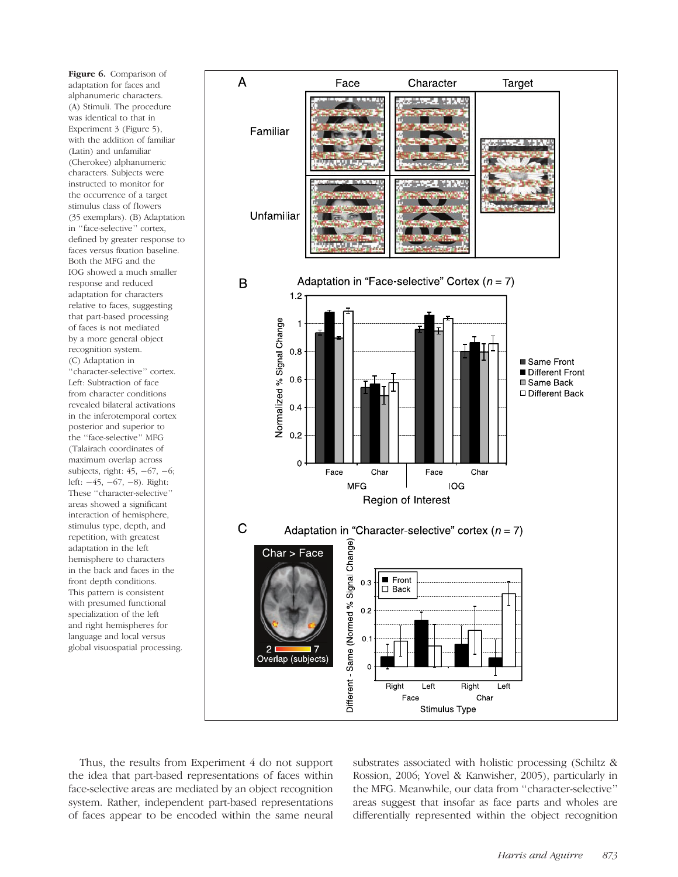**Figure 6.** Comparison of adaptation for faces and alphanumeric characters. (A) Stimuli. The procedure was identical to that in Experiment 3 (Figure 5), with the addition of familiar (Latin) and unfamiliar (Cherokee) alphanumeric characters. Subjects were instructed to monitor for the occurrence of a target stimulus class of flowers (35 exemplars). (B) Adaptation in "face-selective" cortex, defined by greater response to faces versus fixation baseline. Both the MFG and the IOG showed a much smaller response and reduced adaptation for characters relative to faces, suggesting that part-based processing of faces is not mediated by a more general object recognition system. (C) Adaptation in "character-selective" cortex. Left: Subtraction of face from character conditions revealed bilateral activations in the inferotemporal cortex posterior and superior to the "face-selective" MFG (Talairach coordinates of maximum overlap across subjects, right: 45, −67, −6; left: −45, −67, −8). Right: These "character-selective" areas showed a significant interaction of hemisphere, stimulus type, depth, and repetition, with greatest adaptation in the left hemisphere to characters in the back and faces in the front depth conditions. This pattern is consistent with presumed functional specialization of the left and right hemispheres for language and local versus global visuospatial processing.

Thus, the results from Experiment 4 do not support the idea that part-based representations of faces within face-selective areas are mediated by an object recognition system. Rather, independent part-based representations of faces appear to be encoded within the same neural substrates associated with holistic processing (Schiltz & Rossion, 2006; Yovel & Kanwisher, 2005), particularly in the MFG. Meanwhile, our data from "character-selective" areas suggest that insofar as face parts and wholes are differentially represented within the object recognition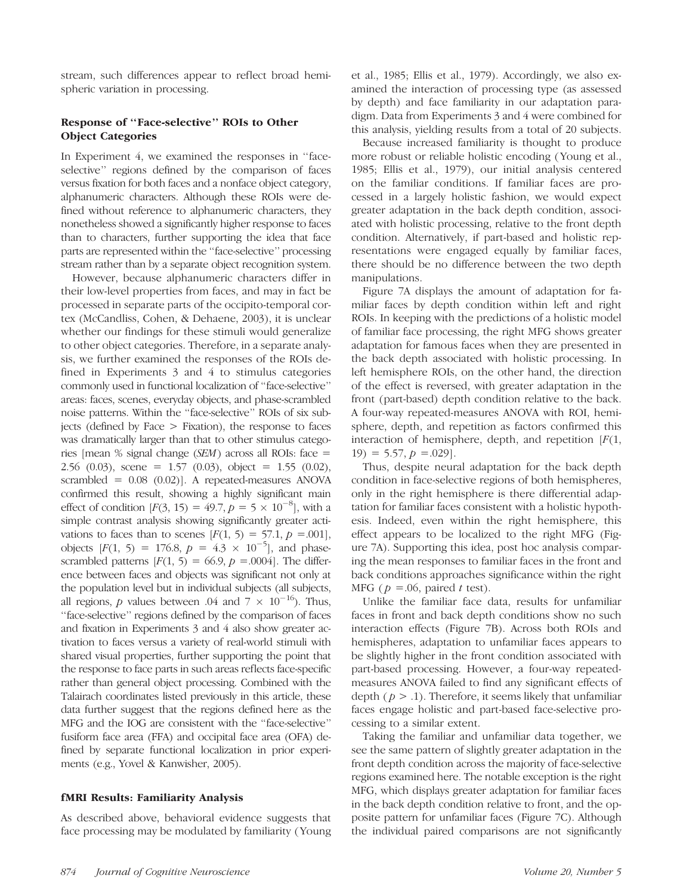stream, such differences appear to reflect broad hemispheric variation in processing.

### Response of "Face-selective" ROIs to Other Object Categories

In Experiment 4, we examined the responses in "face-selective" regions defined by the comparison of faces versus fixation for both faces and a nonface object category, alphanumeric characters. Although these ROIs were defined without reference to alphanumeric characters, they nonetheless showed a significantly higher response to faces than to characters, further supporting the idea that face parts are represented within the "face-selective" processing stream rather than by a separate object recognition system.

However, because alphanumeric characters differ in their low-level properties from faces, and may in fact be processed in separate parts of the occipito-temporal cortex (McCandliss, Cohen, & Dehaene, 2003), it is unclear whether our findings for these stimuli would generalize to other object categories. Therefore, in a separate analysis, we further examined the responses of the ROIs defined in Experiments 3 and 4 to stimulus categories commonly used in functional localization of "face-selective" areas: faces, scenes, everyday objects, and phase-scrambled noise patterns. Within the "face-selective" ROIs of six subjects (defined by Face > Fixation), the response to faces was dramatically larger than that to other stimulus categories [mean % signal change (*SEM*) across all ROIs: face = 2.56 (0.03), scene = 1.57 (0.03), object = 1.55 (0.02), scrambled = 0.08 (0.02)]. A repeated-measures ANOVA confirmed this result, showing a highly significant main effect of condition [$F(3, 15) = 49.7, p = 5 \times 10^{-8}$], with a simple contrast analysis showing significantly greater activations to faces than to scenes [$F(1, 5) = 57.1, p = .001$], objects [$F(1, 5) = 176.8, p = 4.3 \times 10^{-5}$], and phase-scrambled patterns [$F(1, 5) = 66.9, p = .0004$]. The difference between faces and objects was significant not only at the population level but in individual subjects (all subjects, all regions, $p$ values between .04 and $7 \times 10^{-16}$). Thus, "face-selective" regions defined by the comparison of faces and fixation in Experiments 3 and 4 also show greater activation to faces versus a variety of real-world stimuli with shared visual properties, further supporting the point that the response to face parts in such areas reflects face-specific rather than general object processing. Combined with the Talairach coordinates listed previously in this article, these data further suggest that the regions defined here as the MFG and the IOG are consistent with the "face-selective" fusiform face area (FFA) and occipital face area (OFA) defined by separate functional localization in prior experiments (e.g., Yovel & Kanwisher, 2005).

### fMRI Results: Familiarity Analysis

As described above, behavioral evidence suggests that face processing may be modulated by familiarity (Young et al., 1985; Ellis et al., 1979). Accordingly, we also examined the interaction of processing type (as assessed by depth) and face familiarity in our adaptation paradigm. Data from Experiments 3 and 4 were combined for this analysis, yielding results from a total of 20 subjects.

Because increased familiarity is thought to produce more robust or reliable holistic encoding (Young et al., 1985; Ellis et al., 1979), our initial analysis centered on the familiar conditions. If familiar faces are processed in a largely holistic fashion, we would expect greater adaptation in the back depth condition, associated with holistic processing, relative to the front depth condition. Alternatively, if part-based and holistic representations were engaged equally by familiar faces, there should be no difference between the two depth manipulations.

Figure 7A displays the amount of adaptation for familiar faces by depth condition within left and right ROIs. In keeping with the predictions of a holistic model of familiar face processing, the right MFG shows greater adaptation for famous faces when they are presented in the back depth associated with holistic processing. In left hemisphere ROIs, on the other hand, the direction of the effect is reversed, with greater adaptation in the front (part-based) depth condition relative to the back. A four-way repeated-measures ANOVA with ROI, hemisphere, depth, and repetition as factors confirmed this interaction of hemisphere, depth, and repetition [$F(1, 19) = 5.57, p = .029$].

Thus, despite neural adaptation for the back depth condition in face-selective regions of both hemispheres, only in the right hemisphere is there differential adaptation for familiar faces consistent with a holistic hypothesis. Indeed, even within the right hemisphere, this effect appears to be localized to the right MFG (Figure 7A). Supporting this idea, post hoc analysis comparing the mean responses to familiar faces in the front and back conditions approaches significance within the right MFG ($p = .06$, paired $t$ test).

Unlike the familiar face data, results for unfamiliar faces in front and back depth conditions show no such interaction effects (Figure 7B). Across both ROIs and hemispheres, adaptation to unfamiliar faces appears to be slightly higher in the front condition associated with part-based processing. However, a four-way repeated-measures ANOVA failed to find any significant effects of depth ($p > .1$). Therefore, it seems likely that unfamiliar faces engage holistic and part-based face-selective processing to a similar extent.

Taking the familiar and unfamiliar data together, we see the same pattern of slightly greater adaptation in the front depth condition across the majority of face-selective regions examined here. The notable exception is the right MFG, which displays greater adaptation for familiar faces in the back depth condition relative to front, and the opposite pattern for unfamiliar faces (Figure 7C). Although the individual paired comparisons are not significantly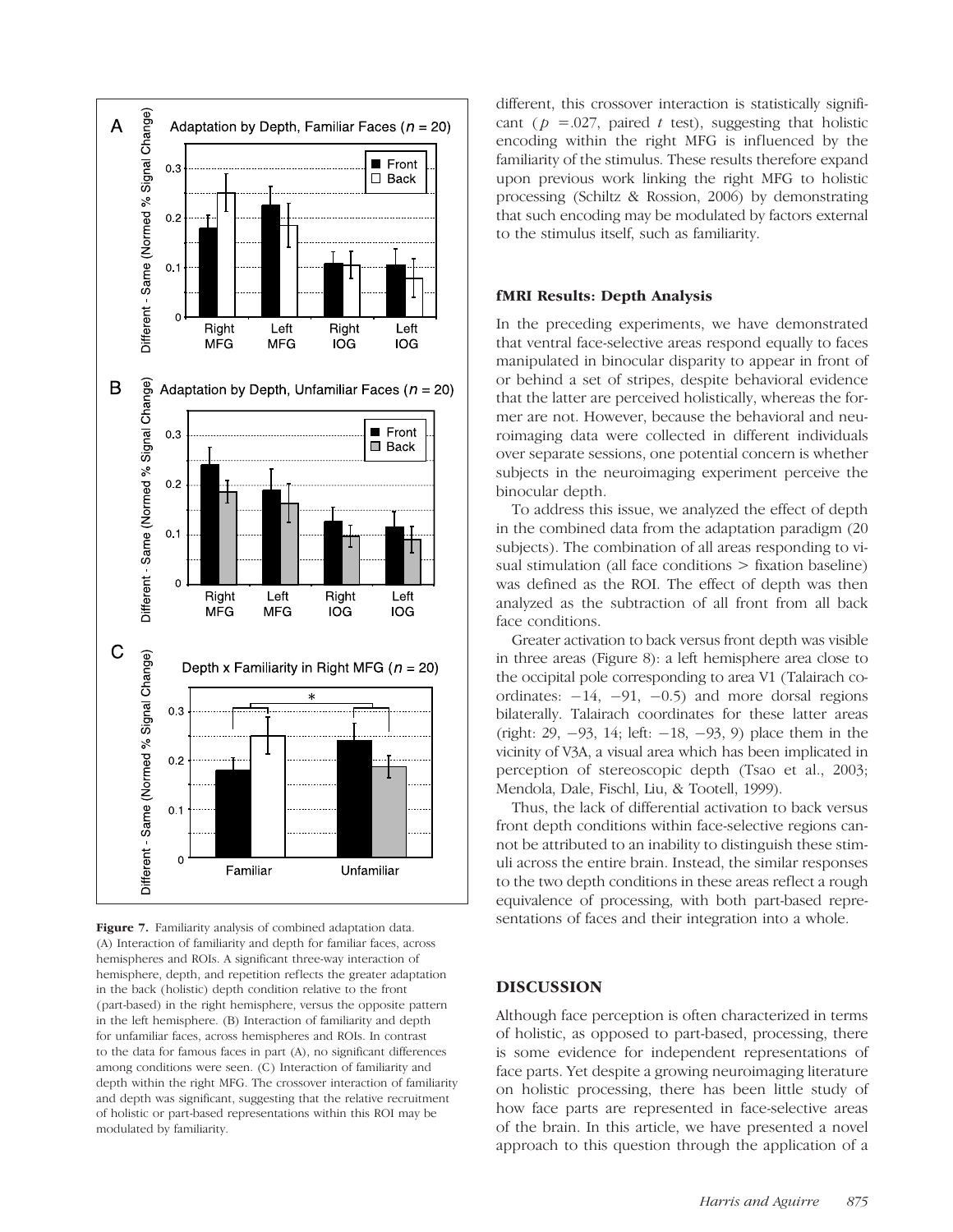Figure 7. Familiarity analysis of combined adaptation data. (A) Interaction of familiarity and depth for familiar faces, across hemispheres and ROIs. A significant three-way interaction of hemisphere, depth, and repetition reflects the greater adaptation in the back (holistic) depth condition relative to the front (part-based) in the right hemisphere, versus the opposite pattern in the left hemisphere. (B) Interaction of familiarity and depth for unfamiliar faces, across hemispheres and ROIs. In contrast to the data for famous faces in part (A), no significant differences among conditions were seen. (C) Interaction of familiarity and depth within the right MFG. The crossover interaction of familiarity and depth was significant, suggesting that the relative recruitment of holistic or part-based representations within this ROI may be modulated by familiarity.

different, this crossover interaction is statistically significant ($p = .027$, paired $t$ test), suggesting that holistic encoding within the right MFG is influenced by the familiarity of the stimulus. These results therefore expand upon previous work linking the right MFG to holistic processing (Schiltz & Rossion, 2006) by demonstrating that such encoding may be modulated by factors external to the stimulus itself, such as familiarity.

### fMRI Results: Depth Analysis

In the preceding experiments, we have demonstrated that ventral face-selective areas respond equally to faces manipulated in binocular disparity to appear in front of or behind a set of stripes, despite behavioral evidence that the latter are perceived holistically, whereas the former are not. However, because the behavioral and neuroimaging data were collected in different individuals over separate sessions, one potential concern is whether subjects in the neuroimaging experiment perceive the binocular depth.

To address this issue, we analyzed the effect of depth in the combined data from the adaptation paradigm (20 subjects). The combination of all areas responding to visual stimulation (all face conditions > fixation baseline) was defined as the ROI. The effect of depth was then analyzed as the subtraction of all front from all back face conditions.

Greater activation to back versus front depth was visible in three areas (Figure 8): a left hemisphere area close to the occipital pole corresponding to area V1 (Talairach coordinates: −14, −91, −0.5) and more dorsal regions bilaterally. Talairach coordinates for these latter areas (right: 29, −93, 14; left: −18, −93, 9) place them in the vicinity of V3A, a visual area which has been implicated in perception of stereoscopic depth (Tsao et al., 2003; Mendola, Dale, Fischl, Liu, & Tootell, 1999).

Thus, the lack of differential activation to back versus front depth conditions within face-selective regions cannot be attributed to an inability to distinguish these stimuli across the entire brain. Instead, the similar responses to the two depth conditions in these areas reflect a rough equivalence of processing, with both part-based representations of faces and their integration into a whole.

## DISCUSSION

Although face perception is often characterized in terms of holistic, as opposed to part-based, processing, there is some evidence for independent representations of face parts. Yet despite a growing neuroimaging literature on holistic processing, there has been little study of how face parts are represented in face-selective areas of the brain. In this article, we have presented a novel approach to this question through the application of a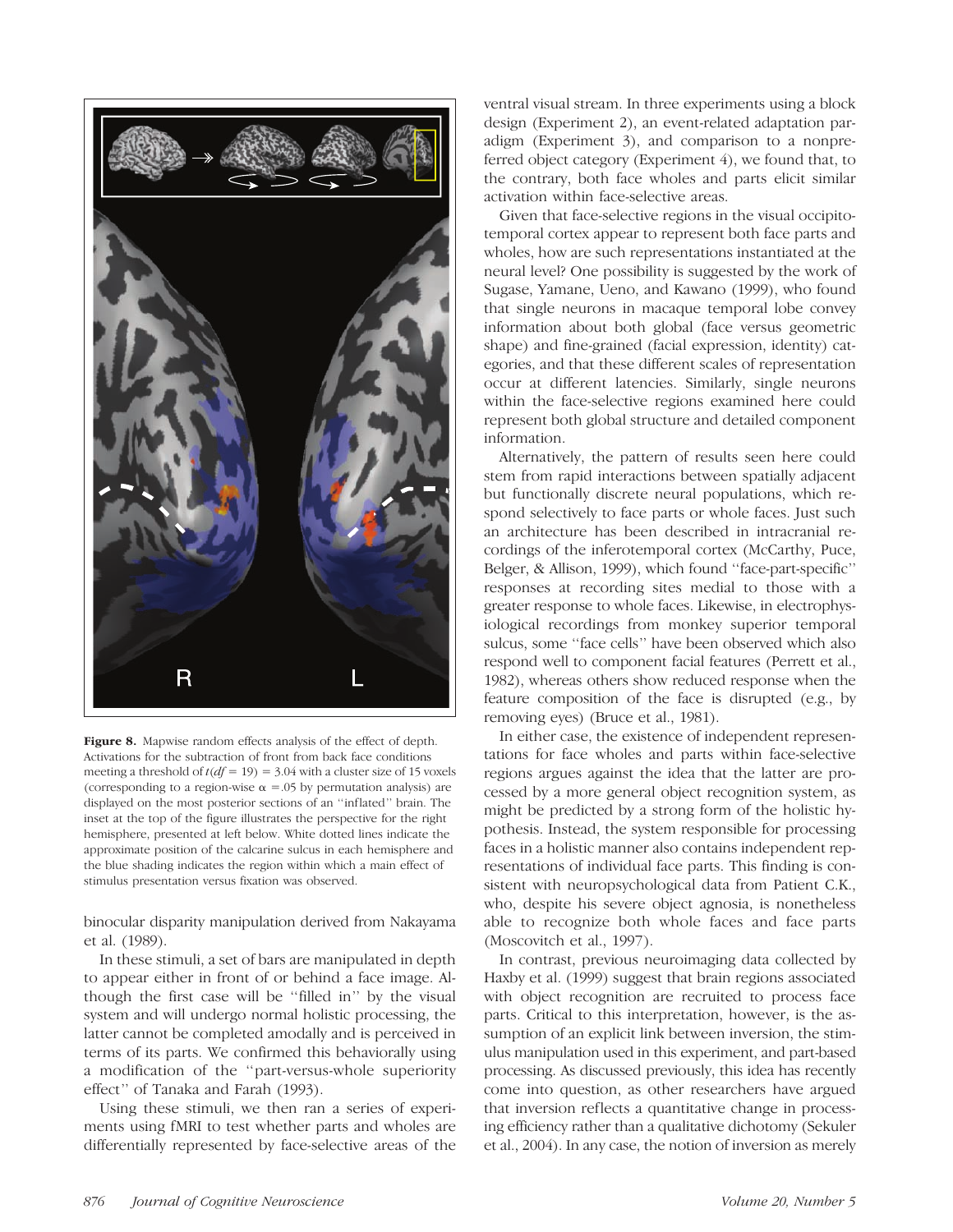R

L

**Figure 8.** Mapwise random effects analysis of the effect of depth. Activations for the subtraction of front from back face conditions meeting a threshold of $t(df = 19) = 3.04$ with a cluster size of 15 voxels (corresponding to a region-wise $\alpha = .05$ by permutation analysis) are displayed on the most posterior sections of an ''inflated'' brain. The inset at the top of the figure illustrates the perspective for the right hemisphere, presented at left below. White dotted lines indicate the approximate position of the calcarine sulcus in each hemisphere and the blue shading indicates the region within which a main effect of stimulus presentation versus fixation was observed.

binocular disparity manipulation derived from Nakayama et al. (1989).

In these stimuli, a set of bars are manipulated in depth to appear either in front of or behind a face image. Although the first case will be ''filled in'' by the visual system and will undergo normal holistic processing, the latter cannot be completed amodally and is perceived in terms of its parts. We confirmed this behaviorally using a modification of the ''part-versus-whole superiority effect'' of Tanaka and Farah (1993).

Using these stimuli, we then ran a series of experiments using fMRI to test whether parts and wholes are differentially represented by face-selective areas of the ventral visual stream. In three experiments using a block design (Experiment 2), an event-related adaptation paradigm (Experiment 3), and comparison to a nonpreferred object category (Experiment 4), we found that, to the contrary, both face wholes and parts elicit similar activation within face-selective areas.

Given that face-selective regions in the visual occipitotemporal cortex appear to represent both face parts and wholes, how are such representations instantiated at the neural level? One possibility is suggested by the work of Sugase, Yamane, Ueno, and Kawano (1999), who found that single neurons in macaque temporal lobe convey information about both global (face versus geometric shape) and fine-grained (facial expression, identity) categories, and that these different scales of representation occur at different latencies. Similarly, single neurons within the face-selective regions examined here could represent both global structure and detailed component information.

Alternatively, the pattern of results seen here could stem from rapid interactions between spatially adjacent but functionally discrete neural populations, which respond selectively to face parts or whole faces. Just such an architecture has been described in intracranial recordings of the inferotemporal cortex (McCarthy, Puce, Belger, & Allison, 1999), which found ''face-part-specific'' responses at recording sites medial to those with a greater response to whole faces. Likewise, in electrophysiological recordings from monkey superior temporal sulcus, some ''face cells'' have been observed which also respond well to component facial features (Perrett et al., 1982), whereas others show reduced response when the feature composition of the face is disrupted (e.g., by removing eyes) (Bruce et al., 1981).

In either case, the existence of independent representations for face wholes and parts within face-selective regions argues against the idea that the latter are processed by a more general object recognition system, as might be predicted by a strong form of the holistic hypothesis. Instead, the system responsible for processing faces in a holistic manner also contains independent representations of individual face parts. This finding is consistent with neuropsychological data from Patient C.K., who, despite his severe object agnosia, is nonetheless able to recognize both whole faces and face parts (Moscovitch et al., 1997).

In contrast, previous neuroimaging data collected by Haxby et al. (1999) suggest that brain regions associated with object recognition are recruited to process face parts. Critical to this interpretation, however, is the assumption of an explicit link between inversion, the stimulus manipulation used in this experiment, and part-based processing. As discussed previously, this idea has recently come into question, as other researchers have argued that inversion reflects a quantitative change in processing efficiency rather than a qualitative dichotomy (Sekuler et al., 2004). In any case, the notion of inversion as merely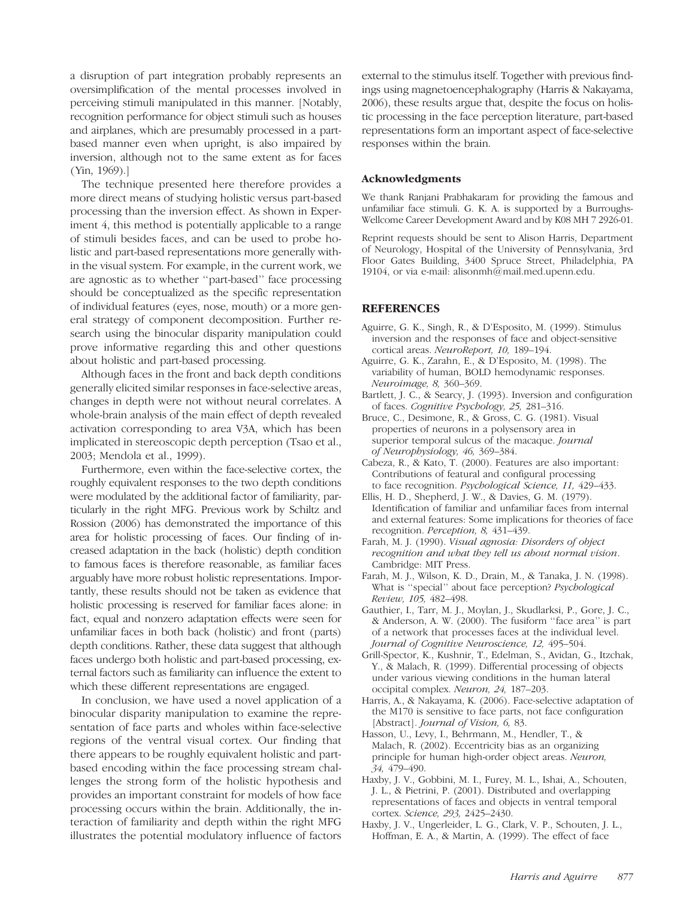a disruption of part integration probably represents an oversimplification of the mental processes involved in perceiving stimuli manipulated in this manner. [Notably, recognition performance for object stimuli such as houses and airplanes, which are presumably processed in a part-based manner even when upright, is also impaired by inversion, although not to the same extent as for faces (Yin, 1969).]

The technique presented here therefore provides a more direct means of studying holistic versus part-based processing than the inversion effect. As shown in Experiment 4, this method is potentially applicable to a range of stimuli besides faces, and can be used to probe holistic and part-based representations more generally within the visual system. For example, in the current work, we are agnostic as to whether ''part-based'' face processing should be conceptualized as the specific representation of individual features (eyes, nose, mouth) or a more general strategy of component decomposition. Further research using the binocular disparity manipulation could prove informative regarding this and other questions about holistic and part-based processing.

Although faces in the front and back depth conditions generally elicited similar responses in face-selective areas, changes in depth were not without neural correlates. A whole-brain analysis of the main effect of depth revealed activation corresponding to area V3A, which has been implicated in stereoscopic depth perception (Tsao et al., 2003; Mendola et al., 1999).

Furthermore, even within the face-selective cortex, the roughly equivalent responses to the two depth conditions were modulated by the additional factor of familiarity, particularly in the right MFG. Previous work by Schiltz and Rossion (2006) has demonstrated the importance of this area for holistic processing of faces. Our finding of increased adaptation in the back (holistic) depth condition to famous faces is therefore reasonable, as familiar faces arguably have more robust holistic representations. Importantly, these results should not be taken as evidence that holistic processing is reserved for familiar faces alone: in fact, equal and nonzero adaptation effects were seen for unfamiliar faces in both back (holistic) and front (parts) depth conditions. Rather, these data suggest that although faces undergo both holistic and part-based processing, external factors such as familiarity can influence the extent to which these different representations are engaged.

In conclusion, we have used a novel application of a binocular disparity manipulation to examine the representation of face parts and wholes within face-selective regions of the ventral visual cortex. Our finding that there appears to be roughly equivalent holistic and part-based encoding within the face processing stream challenges the strong form of the holistic hypothesis and provides an important constraint for models of how face processing occurs within the brain. Additionally, the interaction of familiarity and depth within the right MFG illustrates the potential modulatory influence of factors external to the stimulus itself. Together with previous findings using magnetoencephalography (Harris & Nakayama, 2006), these results argue that, despite the focus on holistic processing in the face perception literature, part-based representations form an important aspect of face-selective responses within the brain.

### Acknowledgments

We thank Ranjani Prabhakaram for providing the famous and unfamiliar face stimuli. G. K. A. is supported by a Burroughs-Wellcome Career Development Award and by K08 MH 7 2926-01.

Reprint requests should be sent to Alison Harris, Department of Neurology, Hospital of the University of Pennsylvania, 3rd Floor Gates Building, 3400 Spruce Street, Philadelphia, PA 19104, or via e-mail: alisonmh@mail.med.upenn.edu.

## REFERENCES

Aguirre, G. K., Singh, R., & D'Esposito, M. (1999). Stimulus inversion and the responses of face and object-sensitive cortical areas. *NeuroReport, 10,* 189–194.

Aguirre, G. K., Zarahn, E., & D'Esposito, M. (1998). The variability of human, BOLD hemodynamic responses. *Neuroimage, 8,* 360–369.

Bartlett, J. C., & Searcy, J. (1993). Inversion and configuration of faces. *Cognitive Psychology, 25,* 281–316.

Bruce, C., Desimone, R., & Gross, C. G. (1981). Visual properties of neurons in a polysensory area in superior temporal sulcus of the macaque. *Journal of Neurophysiology, 46,* 369–384.

Cabeza, R., & Kato, T. (2000). Features are also important: Contributions of featural and configural processing to face recognition. *Psychological Science, 11,* 429–433.

Ellis, H. D., Shepherd, J. W., & Davies, G. M. (1979). Identification of familiar and unfamiliar faces from internal and external features: Some implications for theories of face recognition. *Perception, 8,* 431–439.

Farah, M. J. (1990). *Visual agnosia: Disorders of object recognition and what they tell us about normal vision*. Cambridge: MIT Press.

Farah, M. J., Wilson, K. D., Drain, M., & Tanaka, J. N. (1998). What is ''special'' about face perception? *Psychological Review, 105,* 482–498.

Gauthier, I., Tarr, M. J., Moylan, J., Skudlarksi, P., Gore, J. C., & Anderson, A. W. (2000). The fusiform ''face area'' is part of a network that processes faces at the individual level. *Journal of Cognitive Neuroscience, 12,* 495–504.

Grill-Spector, K., Kushnir, T., Edelman, S., Avidan, G., Itzchak, Y., & Malach, R. (1999). Differential processing of objects under various viewing conditions in the human lateral occipital complex. *Neuron, 24,* 187–203.

Harris, A., & Nakayama, K. (2006). Face-selective adaptation of the M170 is sensitive to face parts, not face configuration [Abstract]. *Journal of Vision, 6,* 83.

Hasson, U., Levy, I., Behrmann, M., Hendler, T., & Malach, R. (2002). Eccentricity bias as an organizing principle for human high-order object areas. *Neuron, 34,* 479–490.

Haxby, J. V., Gobbini, M. I., Furey, M. L., Ishai, A., Schouten, J. L., & Pietrini, P. (2001). Distributed and overlapping representations of faces and objects in ventral temporal cortex. *Science, 293,* 2425–2430.

Haxby, J. V., Ungerleider, L. G., Clark, V. P., Schouten, J. L., Hoffman, E. A., & Martin, A. (1999). The effect of face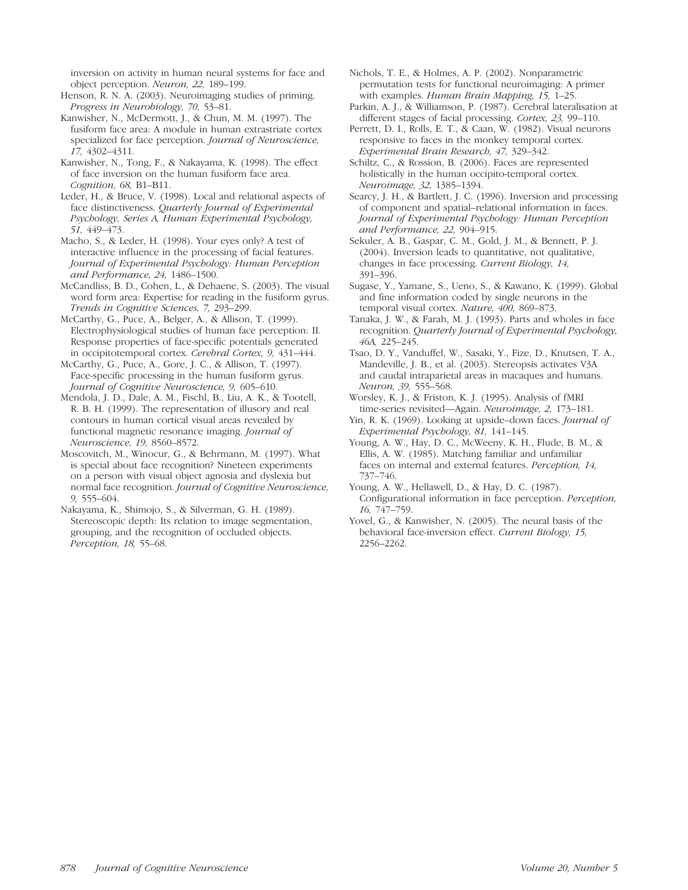inversion on activity in human neural systems for face and object perception. *Neuron, 22,* 189–199.

Henson, R. N. A. (2003). Neuroimaging studies of priming. *Progress in Neurobiology, 70,* 53–81.

Kanwisher, N., McDermott, J., & Chun, M. M. (1997). The fusiform face area: A module in human extrastriate cortex specialized for face perception. *Journal of Neuroscience, 17,* 4302–4311.

Kanwisher, N., Tong, F., & Nakayama, K. (1998). The effect of face inversion on the human fusiform face area. *Cognition, 68,* B1–B11.

Leder, H., & Bruce, V. (1998). Local and relational aspects of face distinctiveness. *Quarterly Journal of Experimental Psychology, Series A, Human Experimental Psychology, 51,* 449–473.

Macho, S., & Leder, H. (1998). Your eyes only? A test of interactive influence in the processing of facial features. *Journal of Experimental Psychology: Human Perception and Performance, 24,* 1486–1500.

McCandliss, B. D., Cohen, L., & Dehaene, S. (2003). The visual word form area: Expertise for reading in the fusiform gyrus. *Trends in Cognitive Sciences, 7,* 293–299.

McCarthy, G., Puce, A., Belger, A., & Allison, T. (1999). Electrophysiological studies of human face perception: II. Response properties of face-specific potentials generated in occipitotemporal cortex. *Cerebral Cortex, 9,* 431–444.

McCarthy, G., Puce, A., Gore, J. C., & Allison, T. (1997). Face-specific processing in the human fusiform gyrus. *Journal of Cognitive Neuroscience, 9,* 605–610.

Mendola, J. D., Dale, A. M., Fischl, B., Liu, A. K., & Tootell, R. B. H. (1999). The representation of illusory and real contours in human cortical visual areas revealed by functional magnetic resonance imaging. *Journal of Neuroscience, 19,* 8560–8572.

Moscovitch, M., Winocur, G., & Behrmann, M. (1997). What is special about face recognition? Nineteen experiments on a person with visual object agnosia and dyslexia but normal face recognition. *Journal of Cognitive Neuroscience, 9,* 555–604.

Nakayama, K., Shimojo, S., & Silverman, G. H. (1989). Stereoscopic depth: Its relation to image segmentation, grouping, and the recognition of occluded objects. *Perception, 18,* 55–68.

Nichols, T. E., & Holmes, A. P. (2002). Nonparametric permutation tests for functional neuroimaging: A primer with examples. *Human Brain Mapping, 15,* 1–25.

Parkin, A. J., & Williamson, P. (1987). Cerebral lateralisation at different stages of facial processing. *Cortex, 23,* 99–110.

Perrett, D. I., Rolls, E. T., & Caan, W. (1982). Visual neurons responsive to faces in the monkey temporal cortex. *Experimental Brain Research, 47,* 329–342.

Schiltz, C., & Rossion, B. (2006). Faces are represented holistically in the human occipito-temporal cortex. *Neuroimage, 32,* 1385–1394.

Searcy, J. H., & Bartlett, J. C. (1996). Inversion and processing of component and spatial–relational information in faces. *Journal of Experimental Psychology: Human Perception and Performance, 22,* 904–915.

Sekuler, A. B., Gaspar, C. M., Gold, J. M., & Bennett, P. J. (2004). Inversion leads to quantitative, not qualitative, changes in face processing. *Current Biology, 14,* 391–396.

Sugase, Y., Yamane, S., Ueno, S., & Kawano, K. (1999). Global and fine information coded by single neurons in the temporal visual cortex. *Nature, 400,* 869–873.

Tanaka, J. W., & Farah, M. J. (1993). Parts and wholes in face recognition. *Quarterly Journal of Experimental Psychology, 46A,* 225–245.

Tsao, D. Y., Vanduffel, W., Sasaki, Y., Fize, D., Knutsen, T. A., Mandeville, J. B., et al. (2003). Stereopsis activates V3A and caudal intraparietal areas in macaques and humans. *Neuron, 39,* 555–568.

Worsley, K. J., & Friston, K. J. (1995). Analysis of fMRI time-series revisited—Again. *Neuroimage, 2,* 173–181.

Yin, R. K. (1969). Looking at upside–down faces. *Journal of Experimental Psychology, 81,* 141–145.

Young, A. W., Hay, D. C., McWeeny, K. H., Flude, B. M., & Ellis, A. W. (1985). Matching familiar and unfamiliar faces on internal and external features. *Perception, 14,* 737–746.

Young, A. W., Hellawell, D., & Hay, D. C. (1987). Configurational information in face perception. *Perception, 16,* 747–759.

Yovel, G., & Kanwisher, N. (2005). The neural basis of the behavioral face-inversion effect. *Current Biology, 15,* 2256–2262.